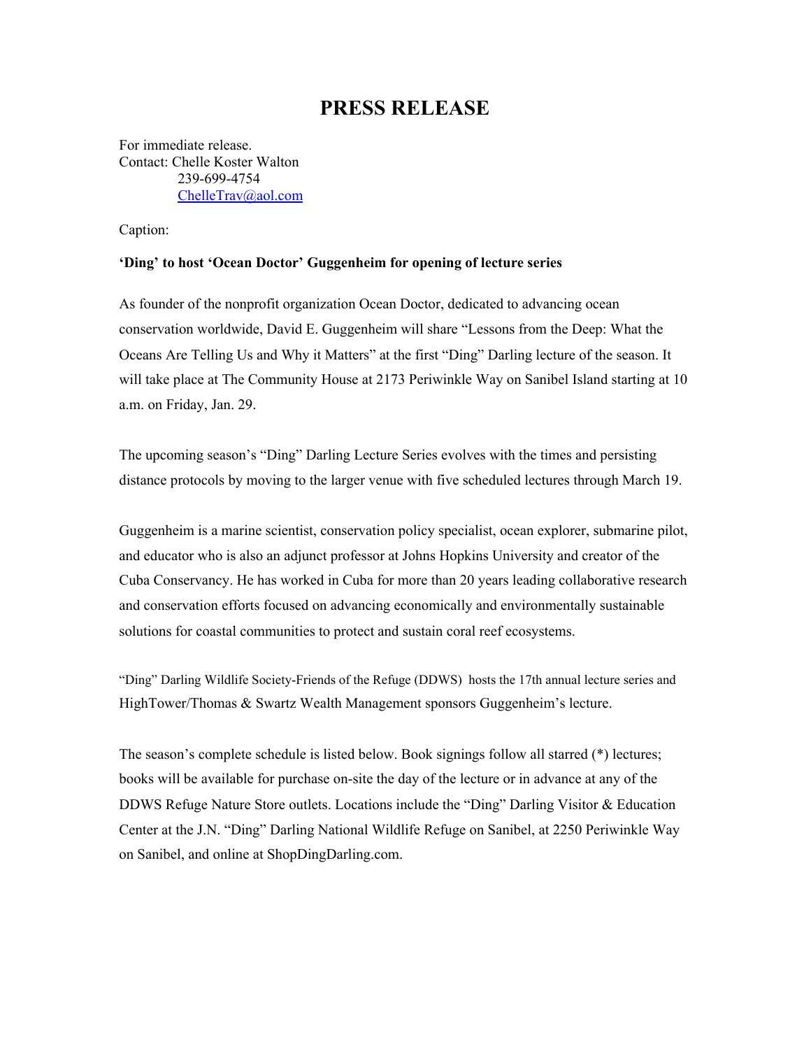# PRESS RELEASE

For immediate release.
Contact: Chelle Koster Walton
239-699-4754
[ChelleTrav@aol.com](mailto:ChelleTrav@aol.com)

Caption:

**'Ding' to host 'Ocean Doctor' Guggenheim for opening of lecture series**

As founder of the nonprofit organization Ocean Doctor, dedicated to advancing ocean conservation worldwide, David E. Guggenheim will share "Lessons from the Deep: What the Oceans Are Telling Us and Why it Matters" at the first "Ding" Darling lecture of the season. It will take place at The Community House at 2173 Periwinkle Way on Sanibel Island starting at 10 a.m. on Friday, Jan. 29.

The upcoming season's "Ding" Darling Lecture Series evolves with the times and persisting distance protocols by moving to the larger venue with five scheduled lectures through March 19.

Guggenheim is a marine scientist, conservation policy specialist, ocean explorer, submarine pilot, and educator who is also an adjunct professor at Johns Hopkins University and creator of the Cuba Conservancy. He has worked in Cuba for more than 20 years leading collaborative research and conservation efforts focused on advancing economically and environmentally sustainable solutions for coastal communities to protect and sustain coral reef ecosystems.

"Ding" Darling Wildlife Society-Friends of the Refuge (DDWS) hosts the 17th annual lecture series and HighTower/Thomas & Swartz Wealth Management sponsors Guggenheim's lecture.

The season's complete schedule is listed below. Book signings follow all starred (*) lectures; books will be available for purchase on-site the day of the lecture or in advance at any of the DDWS Refuge Nature Store outlets. Locations include the "Ding" Darling Visitor & Education Center at the J.N. "Ding" Darling National Wildlife Refuge on Sanibel, at 2250 Periwinkle Way on Sanibel, and online at ShopDingDarling.com.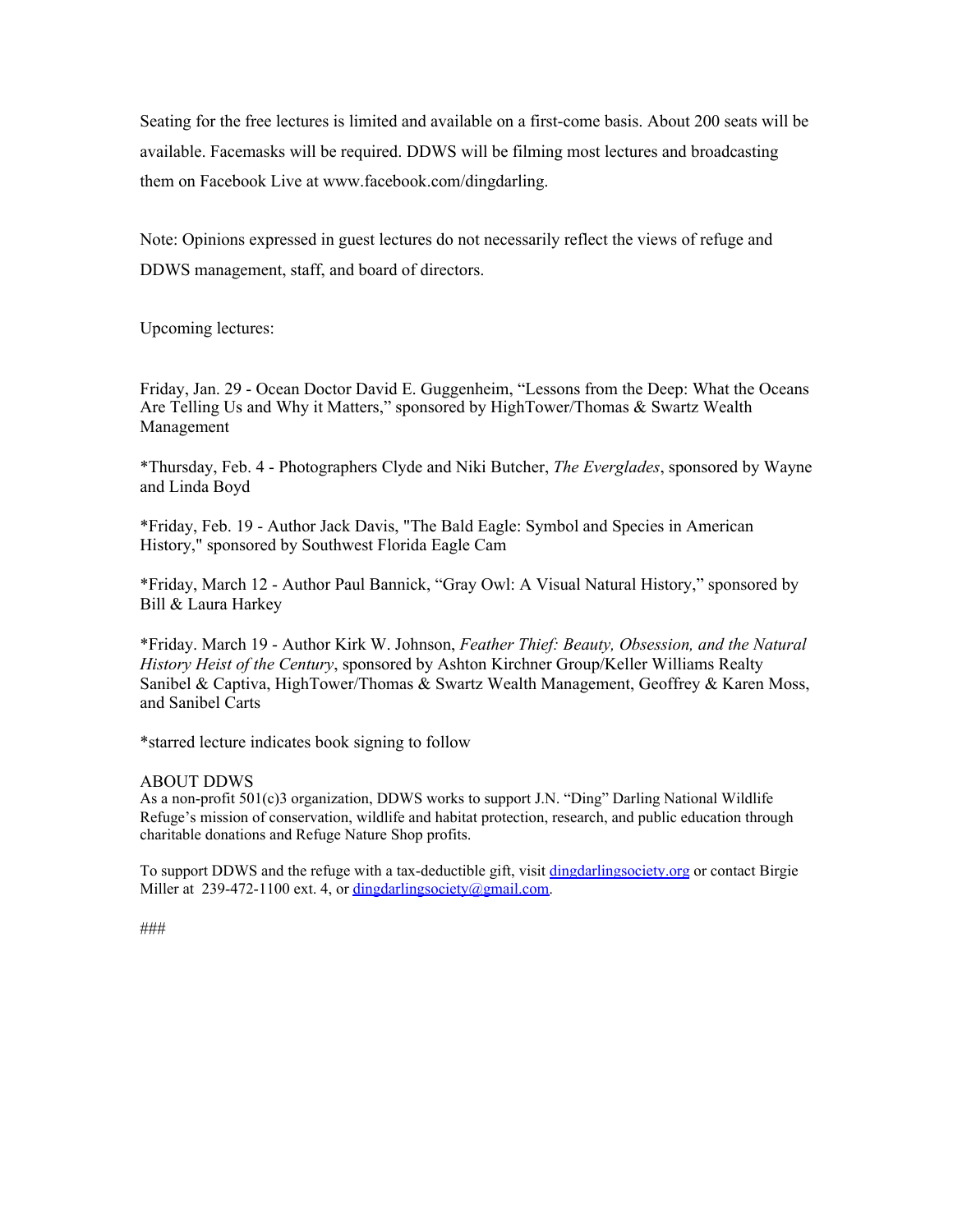Seating for the free lectures is limited and available on a first-come basis. About 200 seats will be available. Facemasks will be required. DDWS will be filming most lectures and broadcasting them on Facebook Live at www.facebook.com/dingdarling.

Note: Opinions expressed in guest lectures do not necessarily reflect the views of refuge and DDWS management, staff, and board of directors.

Upcoming lectures:

Friday, Jan. 29 - Ocean Doctor David E. Guggenheim, "Lessons from the Deep: What the Oceans Are Telling Us and Why it Matters," sponsored by HighTower/Thomas & Swartz Wealth Management

*Thursday, Feb. 4 - Photographers Clyde and Niki Butcher, *The Everglades*, sponsored by Wayne and Linda Boyd

*Friday, Feb. 19 - Author Jack Davis, "The Bald Eagle: Symbol and Species in American History," sponsored by Southwest Florida Eagle Cam

*Friday, March 12 - Author Paul Bannick, "Gray Owl: A Visual Natural History," sponsored by Bill & Laura Harkey

*Friday. March 19 - Author Kirk W. Johnson, *Feather Thief: Beauty, Obsession, and the Natural History Heist of the Century*, sponsored by Ashton Kirchner Group/Keller Williams Realty Sanibel & Captiva, HighTower/Thomas & Swartz Wealth Management, Geoffrey & Karen Moss, and Sanibel Carts

*starred lecture indicates book signing to follow

ABOUT DDWS

As a non-profit 501(c)3 organization, DDWS works to support J.N. "Ding" Darling National Wildlife Refuge's mission of conservation, wildlife and habitat protection, research, and public education through charitable donations and Refuge Nature Shop profits.

To support DDWS and the refuge with a tax-deductible gift, visit [dingdarlingsociety.org](dingdarlingsociety.org) or contact Birgie Miller at 239-472-1100 ext. 4, or [dingdarlingsociety@gmail.com](mailto:dingdarlingsociety@gmail.com).

###